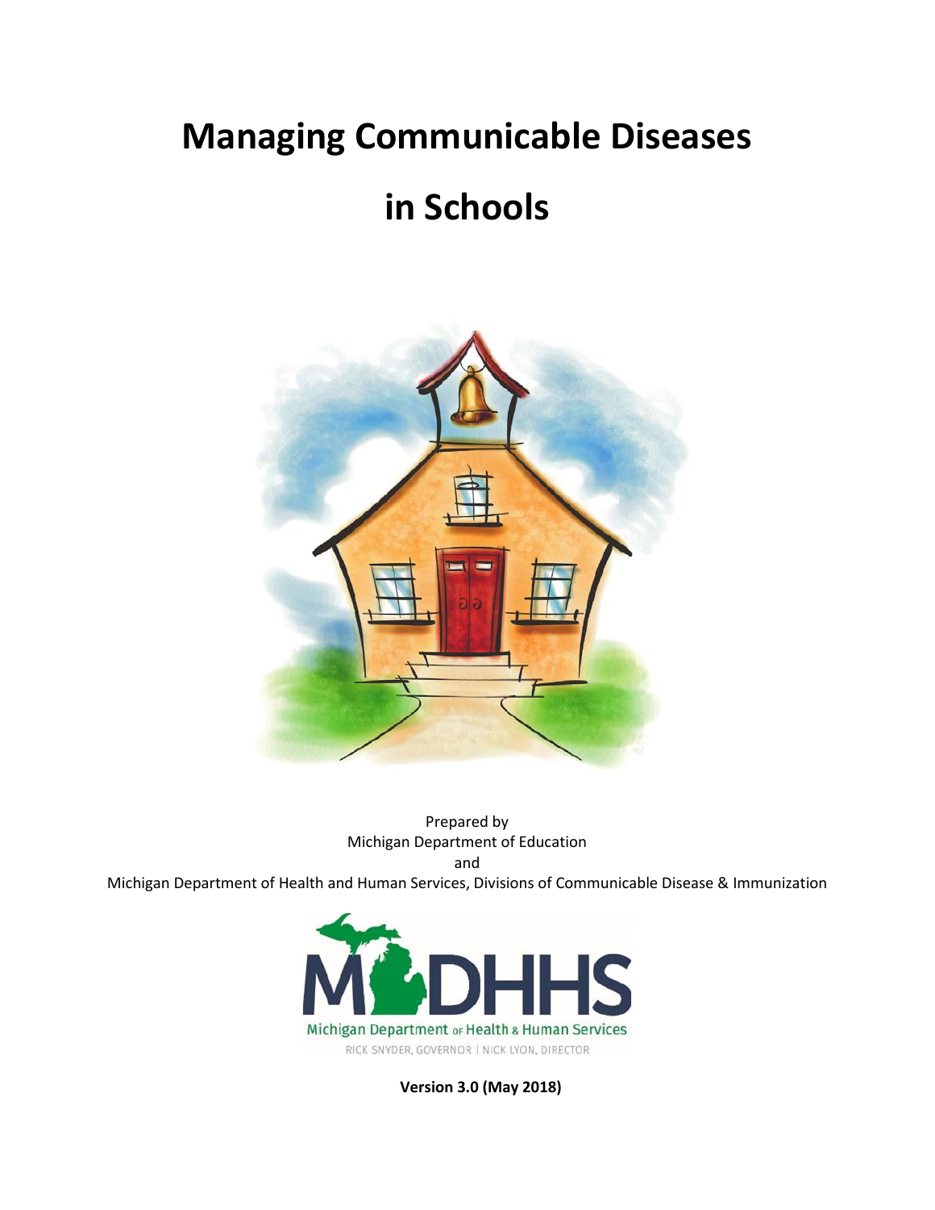# Managing Communicable Diseases

# in Schools

Prepared by
Michigan Department of Education
and
Michigan Department of Health and Human Services, Divisions of Communicable Disease & Immunization

MDHHS
Michigan Department of Health & Human Services
RICK SNYDER, GOVERNOR | NICK LYON, DIRECTOR

**Version 3.0 (May 2018)**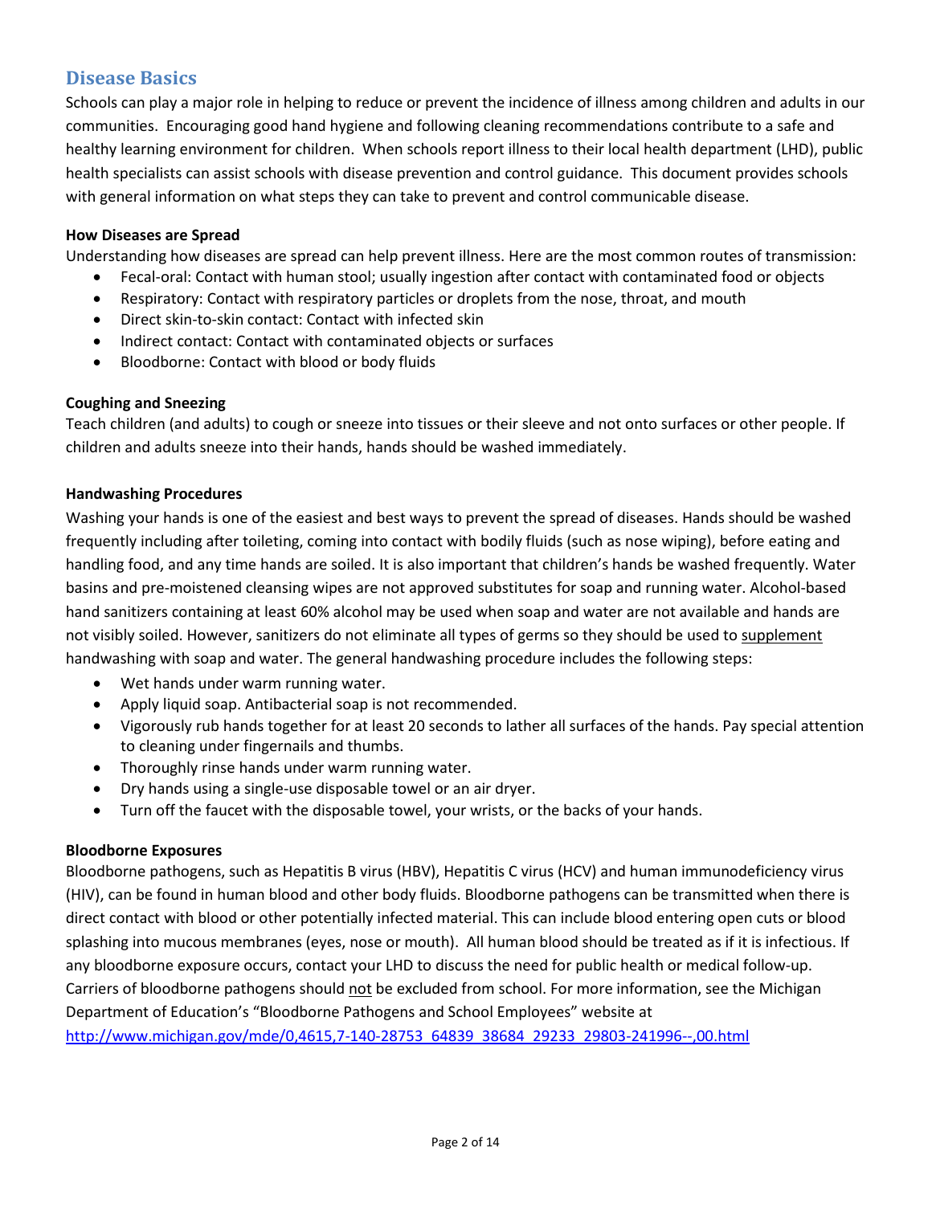## Disease Basics

Schools can play a major role in helping to reduce or prevent the incidence of illness among children and adults in our communities. Encouraging good hand hygiene and following cleaning recommendations contribute to a safe and healthy learning environment for children. When schools report illness to their local health department (LHD), public health specialists can assist schools with disease prevention and control guidance. This document provides schools with general information on what steps they can take to prevent and control communicable disease.

**How Diseases are Spread**

Understanding how diseases are spread can help prevent illness. Here are the most common routes of transmission:

- Fecal-oral: Contact with human stool; usually ingestion after contact with contaminated food or objects
- Respiratory: Contact with respiratory particles or droplets from the nose, throat, and mouth
- Direct skin-to-skin contact: Contact with infected skin
- Indirect contact: Contact with contaminated objects or surfaces
- Bloodborne: Contact with blood or body fluids

**Coughing and Sneezing**

Teach children (and adults) to cough or sneeze into tissues or their sleeve and not onto surfaces or other people. If children and adults sneeze into their hands, hands should be washed immediately.

**Handwashing Procedures**

Washing your hands is one of the easiest and best ways to prevent the spread of diseases. Hands should be washed frequently including after toileting, coming into contact with bodily fluids (such as nose wiping), before eating and handling food, and any time hands are soiled. It is also important that children's hands be washed frequently. Water basins and pre-moistened cleansing wipes are not approved substitutes for soap and running water. Alcohol-based hand sanitizers containing at least 60% alcohol may be used when soap and water are not available and hands are not visibly soiled. However, sanitizers do not eliminate all types of germs so they should be used to <u>supplement</u> handwashing with soap and water. The general handwashing procedure includes the following steps:

- Wet hands under warm running water.
- Apply liquid soap. Antibacterial soap is not recommended.
- Vigorously rub hands together for at least 20 seconds to lather all surfaces of the hands. Pay special attention to cleaning under fingernails and thumbs.
- Thoroughly rinse hands under warm running water.
- Dry hands using a single-use disposable towel or an air dryer.
- Turn off the faucet with the disposable towel, your wrists, or the backs of your hands.

**Bloodborne Exposures**

Bloodborne pathogens, such as Hepatitis B virus (HBV), Hepatitis C virus (HCV) and human immunodeficiency virus (HIV), can be found in human blood and other body fluids. Bloodborne pathogens can be transmitted when there is direct contact with blood or other potentially infected material. This can include blood entering open cuts or blood splashing into mucous membranes (eyes, nose or mouth). All human blood should be treated as if it is infectious. If any bloodborne exposure occurs, contact your LHD to discuss the need for public health or medical follow-up. Carriers of bloodborne pathogens should <u>not</u> be excluded from school. For more information, see the Michigan Department of Education's "Bloodborne Pathogens and School Employees" website at http://www.michigan.gov/mde/0,4615,7-140-28753_64839_38684_29233_29803-241996--,00.html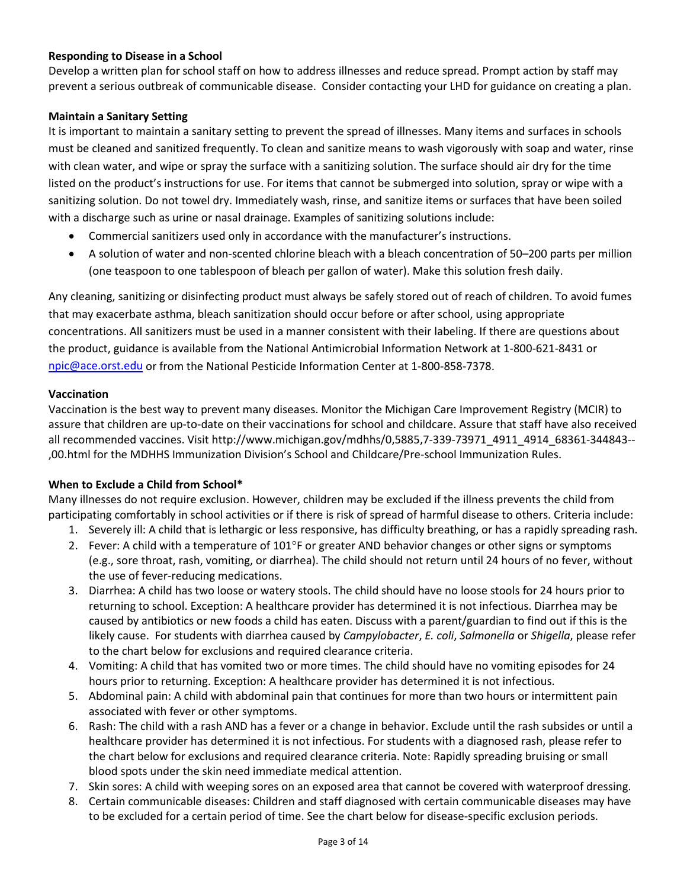**Responding to Disease in a School**

Develop a written plan for school staff on how to address illnesses and reduce spread. Prompt action by staff may prevent a serious outbreak of communicable disease. Consider contacting your LHD for guidance on creating a plan.

**Maintain a Sanitary Setting**

It is important to maintain a sanitary setting to prevent the spread of illnesses. Many items and surfaces in schools must be cleaned and sanitized frequently. To clean and sanitize means to wash vigorously with soap and water, rinse with clean water, and wipe or spray the surface with a sanitizing solution. The surface should air dry for the time listed on the product's instructions for use. For items that cannot be submerged into solution, spray or wipe with a sanitizing solution. Do not towel dry. Immediately wash, rinse, and sanitize items or surfaces that have been soiled with a discharge such as urine or nasal drainage. Examples of sanitizing solutions include:

- Commercial sanitizers used only in accordance with the manufacturer's instructions.
- A solution of water and non-scented chlorine bleach with a bleach concentration of 50–200 parts per million (one teaspoon to one tablespoon of bleach per gallon of water). Make this solution fresh daily.

Any cleaning, sanitizing or disinfecting product must always be safely stored out of reach of children. To avoid fumes that may exacerbate asthma, bleach sanitization should occur before or after school, using appropriate concentrations. All sanitizers must be used in a manner consistent with their labeling. If there are questions about the product, guidance is available from the National Antimicrobial Information Network at 1-800-621-8431 or npic@ace.orst.edu or from the National Pesticide Information Center at 1-800-858-7378.

**Vaccination**

Vaccination is the best way to prevent many diseases. Monitor the Michigan Care Improvement Registry (MCIR) to assure that children are up-to-date on their vaccinations for school and childcare. Assure that staff have also received all recommended vaccines. Visit http://www.michigan.gov/mdhhs/0,5885,7-339-73971_4911_4914_68361-344843--,00.html for the MDHHS Immunization Division's School and Childcare/Pre-school Immunization Rules.

**When to Exclude a Child from School***

Many illnesses do not require exclusion. However, children may be excluded if the illness prevents the child from participating comfortably in school activities or if there is risk of spread of harmful disease to others. Criteria include:

1. Severely ill: A child that is lethargic or less responsive, has difficulty breathing, or has a rapidly spreading rash.
2. Fever: A child with a temperature of 101°F or greater AND behavior changes or other signs or symptoms (e.g., sore throat, rash, vomiting, or diarrhea). The child should not return until 24 hours of no fever, without the use of fever-reducing medications.
3. Diarrhea: A child has two loose or watery stools. The child should have no loose stools for 24 hours prior to returning to school. Exception: A healthcare provider has determined it is not infectious. Diarrhea may be caused by antibiotics or new foods a child has eaten. Discuss with a parent/guardian to find out if this is the likely cause. For students with diarrhea caused by *Campylobacter*, *E. coli*, *Salmonella* or *Shigella*, please refer to the chart below for exclusions and required clearance criteria.
4. Vomiting: A child that has vomited two or more times. The child should have no vomiting episodes for 24 hours prior to returning. Exception: A healthcare provider has determined it is not infectious.
5. Abdominal pain: A child with abdominal pain that continues for more than two hours or intermittent pain associated with fever or other symptoms.
6. Rash: The child with a rash AND has a fever or a change in behavior. Exclude until the rash subsides or until a healthcare provider has determined it is not infectious. For students with a diagnosed rash, please refer to the chart below for exclusions and required clearance criteria. Note: Rapidly spreading bruising or small blood spots under the skin need immediate medical attention.
7. Skin sores: A child with weeping sores on an exposed area that cannot be covered with waterproof dressing.
8. Certain communicable diseases: Children and staff diagnosed with certain communicable diseases may have to be excluded for a certain period of time. See the chart below for disease-specific exclusion periods.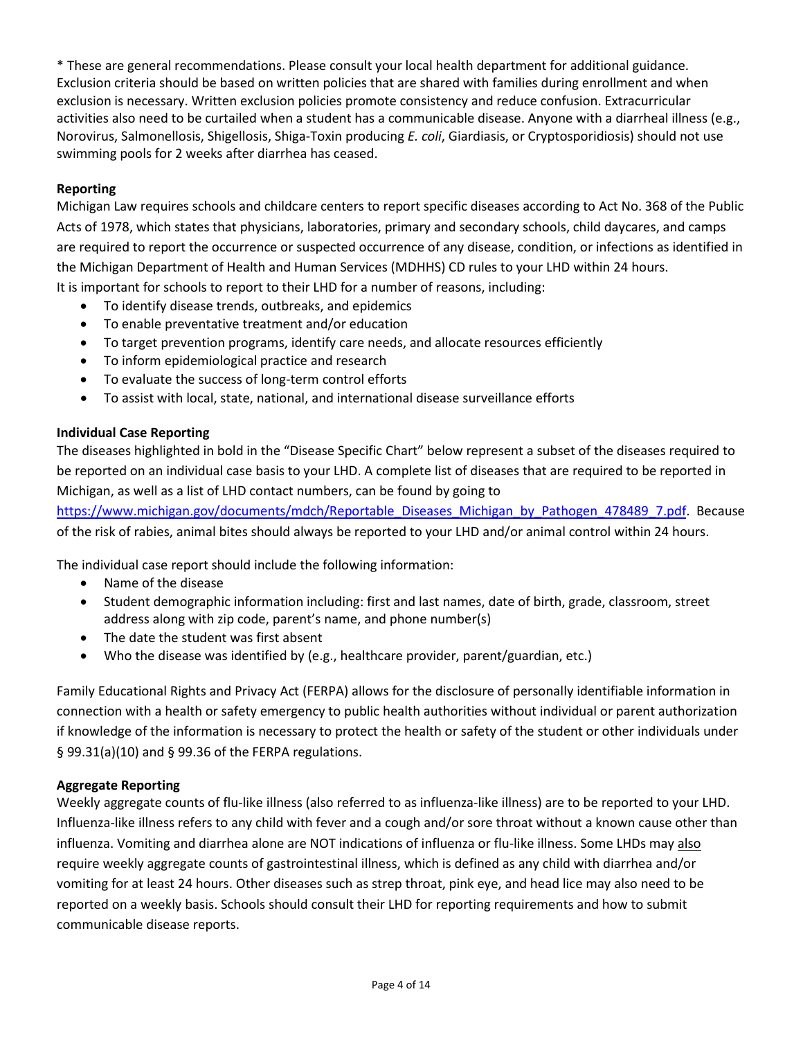* These are general recommendations. Please consult your local health department for additional guidance. Exclusion criteria should be based on written policies that are shared with families during enrollment and when exclusion is necessary. Written exclusion policies promote consistency and reduce confusion. Extracurricular activities also need to be curtailed when a student has a communicable disease. Anyone with a diarrheal illness (e.g., Norovirus, Salmonellosis, Shigellosis, Shiga-Toxin producing *E. coli*, Giardiasis, or Cryptosporidiosis) should not use swimming pools for 2 weeks after diarrhea has ceased.

**Reporting**

Michigan Law requires schools and childcare centers to report specific diseases according to Act No. 368 of the Public Acts of 1978, which states that physicians, laboratories, primary and secondary schools, child daycares, and camps are required to report the occurrence or suspected occurrence of any disease, condition, or infections as identified in the Michigan Department of Health and Human Services (MDHHS) CD rules to your LHD within 24 hours.
It is important for schools to report to their LHD for a number of reasons, including:

- To identify disease trends, outbreaks, and epidemics
- To enable preventative treatment and/or education
- To target prevention programs, identify care needs, and allocate resources efficiently
- To inform epidemiological practice and research
- To evaluate the success of long-term control efforts
- To assist with local, state, national, and international disease surveillance efforts

**Individual Case Reporting**

The diseases highlighted in bold in the "Disease Specific Chart" below represent a subset of the diseases required to be reported on an individual case basis to your LHD. A complete list of diseases that are required to be reported in Michigan, as well as a list of LHD contact numbers, can be found by going to [https://www.michigan.gov/documents/mdch/Reportable_Diseases_Michigan_by_Pathogen_478489_7.pdf](https://www.michigan.gov/documents/mdch/Reportable_Diseases_Michigan_by_Pathogen_478489_7.pdf). Because of the risk of rabies, animal bites should always be reported to your LHD and/or animal control within 24 hours.

The individual case report should include the following information:

- Name of the disease
- Student demographic information including: first and last names, date of birth, grade, classroom, street address along with zip code, parent's name, and phone number(s)
- The date the student was first absent
- Who the disease was identified by (e.g., healthcare provider, parent/guardian, etc.)

Family Educational Rights and Privacy Act (FERPA) allows for the disclosure of personally identifiable information in connection with a health or safety emergency to public health authorities without individual or parent authorization if knowledge of the information is necessary to protect the health or safety of the student or other individuals under § 99.31(a)(10) and § 99.36 of the FERPA regulations.

**Aggregate Reporting**

Weekly aggregate counts of flu-like illness (also referred to as influenza-like illness) are to be reported to your LHD. Influenza-like illness refers to any child with fever and a cough and/or sore throat without a known cause other than influenza. Vomiting and diarrhea alone are NOT indications of influenza or flu-like illness. Some LHDs may <u>also</u> require weekly aggregate counts of gastrointestinal illness, which is defined as any child with diarrhea and/or vomiting for at least 24 hours. Other diseases such as strep throat, pink eye, and head lice may also need to be reported on a weekly basis. Schools should consult their LHD for reporting requirements and how to submit communicable disease reports.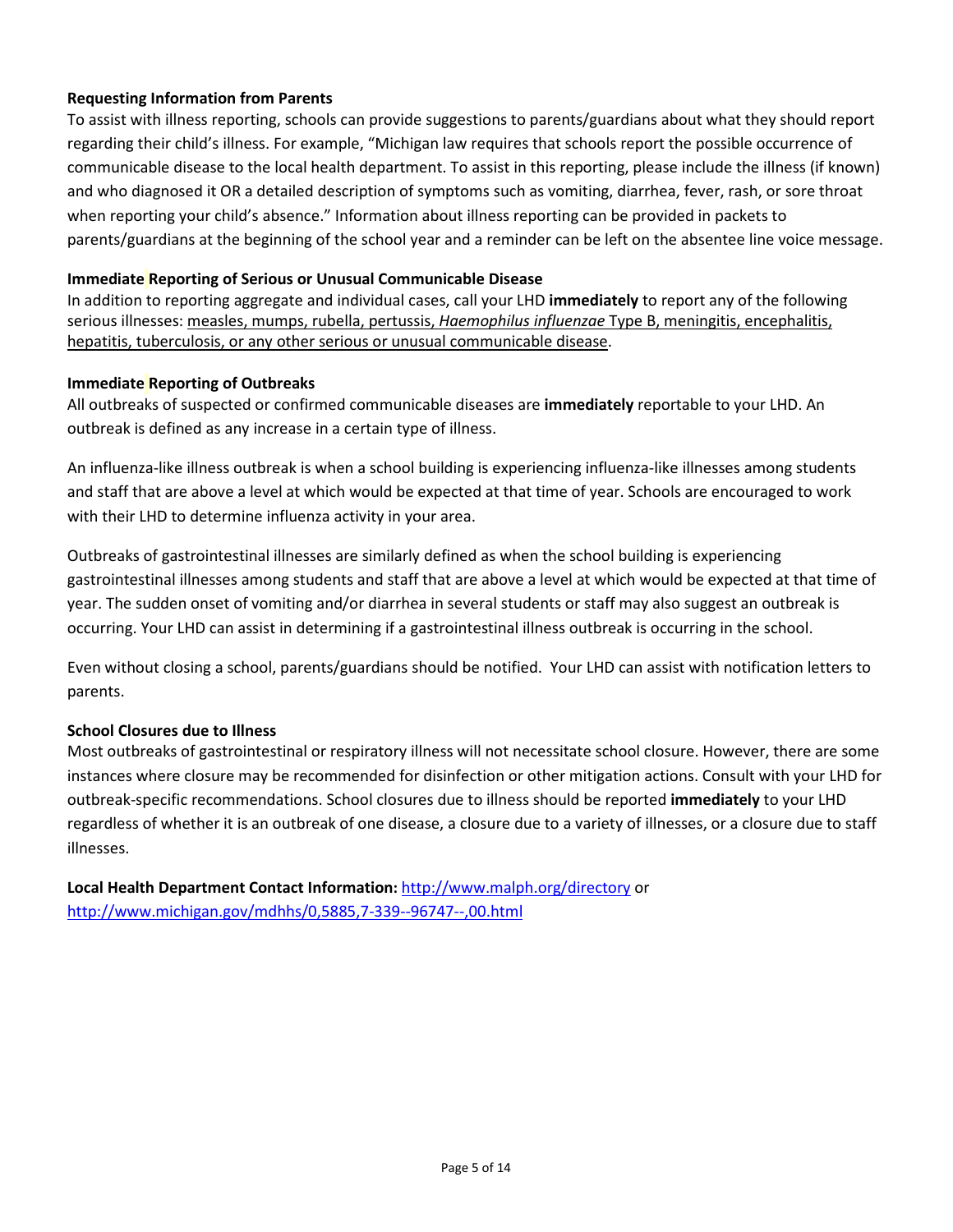**Requesting Information from Parents**

To assist with illness reporting, schools can provide suggestions to parents/guardians about what they should report regarding their child's illness. For example, "Michigan law requires that schools report the possible occurrence of communicable disease to the local health department. To assist in this reporting, please include the illness (if known) and who diagnosed it OR a detailed description of symptoms such as vomiting, diarrhea, fever, rash, or sore throat when reporting your child's absence." Information about illness reporting can be provided in packets to parents/guardians at the beginning of the school year and a reminder can be left on the absentee line voice message.

**Immediate Reporting of Serious or Unusual Communicable Disease**

In addition to reporting aggregate and individual cases, call your LHD **immediately** to report any of the following serious illnesses: measles, mumps, rubella, pertussis, *Haemophilus influenzae* Type B, meningitis, encephalitis, hepatitis, tuberculosis, or any other serious or unusual communicable disease.

**Immediate Reporting of Outbreaks**

All outbreaks of suspected or confirmed communicable diseases are **immediately** reportable to your LHD. An outbreak is defined as any increase in a certain type of illness.

An influenza-like illness outbreak is when a school building is experiencing influenza-like illnesses among students and staff that are above a level at which would be expected at that time of year. Schools are encouraged to work with their LHD to determine influenza activity in your area.

Outbreaks of gastrointestinal illnesses are similarly defined as when the school building is experiencing gastrointestinal illnesses among students and staff that are above a level at which would be expected at that time of year. The sudden onset of vomiting and/or diarrhea in several students or staff may also suggest an outbreak is occurring. Your LHD can assist in determining if a gastrointestinal illness outbreak is occurring in the school.

Even without closing a school, parents/guardians should be notified. Your LHD can assist with notification letters to parents.

**School Closures due to Illness**

Most outbreaks of gastrointestinal or respiratory illness will not necessitate school closure. However, there are some instances where closure may be recommended for disinfection or other mitigation actions. Consult with your LHD for outbreak-specific recommendations. School closures due to illness should be reported **immediately** to your LHD regardless of whether it is an outbreak of one disease, a closure due to a variety of illnesses, or a closure due to staff illnesses.

**Local Health Department Contact Information:** http://www.malph.org/directory or http://www.michigan.gov/mdhhs/0,5885,7-339--96747--,00.html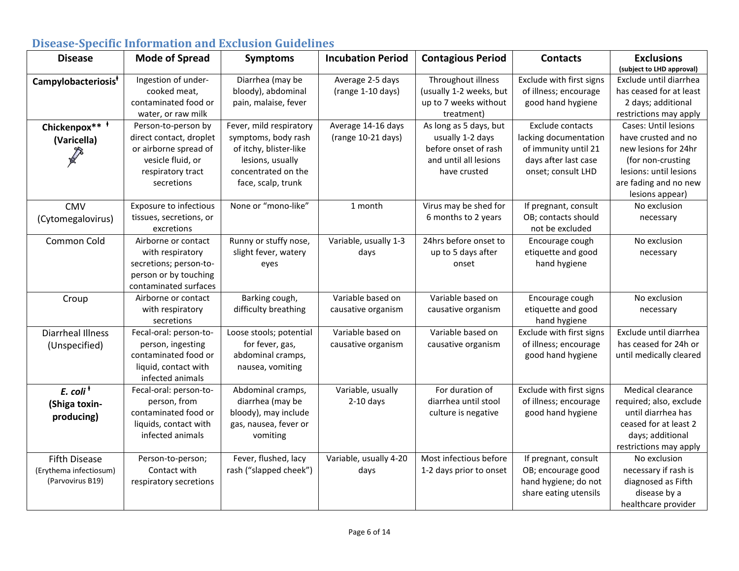## Disease-Specific Information and Exclusion Guidelines

| Disease | Mode of Spread | Symptoms | Incubation Period | Contagious Period | Contacts | Exclusions (subject to LHD approval) |
|---|---|---|---|---|---|---|
| **Campylobacteriosis**ǂ | Ingestion of under-cooked meat, contaminated food or water, or raw milk | Diarrhea (may be bloody), abdominal pain, malaise, fever | Average 2-5 days (range 1-10 days) | Throughout illness (usually 1-2 weeks, but up to 7 weeks without treatment) | Exclude with first signs of illness; encourage good hand hygiene | Exclude until diarrhea has ceased for at least 2 days; additional restrictions may apply |
| **Chickenpox**** ǂ **(Varicella)** | Person-to-person by direct contact, droplet or airborne spread of vesicle fluid, or respiratory tract secretions | Fever, mild respiratory symptoms, body rash of itchy, blister-like lesions, usually concentrated on the face, scalp, trunk | Average 14-16 days (range 10-21 days) | As long as 5 days, but usually 1-2 days before onset of rash and until all lesions have crusted | Exclude contacts lacking documentation of immunity until 21 days after last case onset; consult LHD | Cases: Until lesions have crusted and no new lesions for 24hr (for non-crusting lesions: until lesions are fading and no new lesions appear) |
| CMV (Cytomegalovirus) | Exposure to infectious tissues, secretions, or excretions | None or "mono-like" | 1 month | Virus may be shed for 6 months to 2 years | If pregnant, consult OB; contacts should not be excluded | No exclusion necessary |
| Common Cold | Airborne or contact with respiratory secretions; person-to-person or by touching contaminated surfaces | Runny or stuffy nose, slight fever, watery eyes | Variable, usually 1-3 days | 24hrs before onset to up to 5 days after onset | Encourage cough etiquette and good hand hygiene | No exclusion necessary |
| Croup | Airborne or contact with respiratory secretions | Barking cough, difficulty breathing | Variable based on causative organism | Variable based on causative organism | Encourage cough etiquette and good hand hygiene | No exclusion necessary |
| Diarrheal Illness (Unspecified) | Fecal-oral: person-to-person, ingesting contaminated food or liquid, contact with infected animals | Loose stools; potential for fever, gas, abdominal cramps, nausea, vomiting | Variable based on causative organism | Variable based on causative organism | Exclude with first signs of illness; encourage good hand hygiene | Exclude until diarrhea has ceased for 24h or until medically cleared |
| ***E. coli*** ǂ **(Shiga toxin-producing)** | Fecal-oral: person-to-person, from contaminated food or liquids, contact with infected animals | Abdominal cramps, diarrhea (may be bloody), may include gas, nausea, fever or vomiting | Variable, usually 2-10 days | For duration of diarrhea until stool culture is negative | Exclude with first signs of illness; encourage good hand hygiene | Medical clearance required; also, exclude until diarrhea has ceased for at least 2 days; additional restrictions may apply |
| Fifth Disease (Erythema infectiosum) (Parvovirus B19) | Person-to-person; Contact with respiratory secretions | Fever, flushed, lacy rash ("slapped cheek") | Variable, usually 4-20 days | Most infectious before 1-2 days prior to onset | If pregnant, consult OB; encourage good hand hygiene; do not share eating utensils | No exclusion necessary if rash is diagnosed as Fifth disease by a healthcare provider |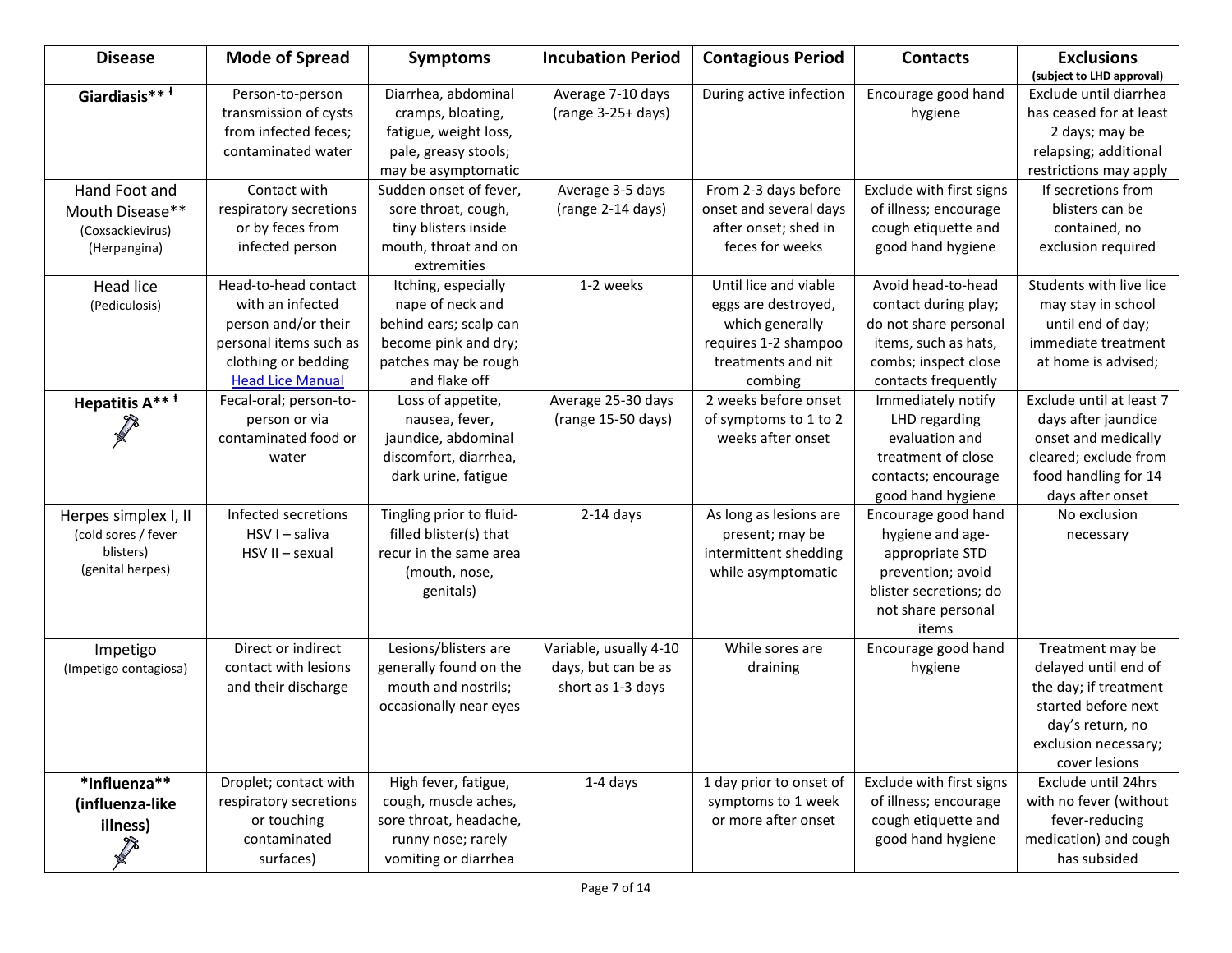| Disease | Mode of Spread | Symptoms | Incubation Period | Contagious Period | Contacts | Exclusions (subject to LHD approval) |
|---|---|---|---|---|---|---|
| **Giardiasis** ** ǂ** | Person-to-person transmission of cysts from infected feces; contaminated water | Diarrhea, abdominal cramps, bloating, fatigue, weight loss, pale, greasy stools; may be asymptomatic | Average 7-10 days (range 3-25+ days) | During active infection | Encourage good hand hygiene | Exclude until diarrhea has ceased for at least 2 days; may be relapsing; additional restrictions may apply |
| Hand Foot and Mouth Disease** (Coxsackievirus) (Herpangina) | Contact with respiratory secretions or by feces from infected person | Sudden onset of fever, sore throat, cough, tiny blisters inside mouth, throat and on extremities | Average 3-5 days (range 2-14 days) | From 2-3 days before onset and several days after onset; shed in feces for weeks | Exclude with first signs of illness; encourage cough etiquette and good hand hygiene | If secretions from blisters can be contained, no exclusion required |
| Head lice (Pediculosis) | Head-to-head contact with an infected person and/or their personal items such as clothing or bedding [Head Lice Manual] | Itching, especially nape of neck and behind ears; scalp can become pink and dry; patches may be rough and flake off | 1-2 weeks | Until lice and viable eggs are destroyed, which generally requires 1-2 shampoo treatments and nit combing | Avoid head-to-head contact during play; do not share personal items, such as hats, combs; inspect close contacts frequently | Students with live lice may stay in school until end of day; immediate treatment at home is advised; |
| **Hepatitis A** ** ǂ** | Fecal-oral; person-to-person or via contaminated food or water | Loss of appetite, nausea, fever, jaundice, abdominal discomfort, diarrhea, dark urine, fatigue | Average 25-30 days (range 15-50 days) | 2 weeks before onset of symptoms to 1 to 2 weeks after onset | Immediately notify LHD regarding evaluation and treatment of close contacts; encourage good hand hygiene | Exclude until at least 7 days after jaundice onset and medically cleared; exclude from food handling for 14 days after onset |
| Herpes simplex I, II (cold sores / fever blisters) (genital herpes) | Infected secretions HSV I – saliva HSV II – sexual | Tingling prior to fluid-filled blister(s) that recur in the same area (mouth, nose, genitals) | 2-14 days | As long as lesions are present; may be intermittent shedding while asymptomatic | Encourage good hand hygiene and age-appropriate STD prevention; avoid blister secretions; do not share personal items | No exclusion necessary |
| Impetigo (Impetigo contagiosa) | Direct or indirect contact with lesions and their discharge | Lesions/blisters are generally found on the mouth and nostrils; occasionally near eyes | Variable, usually 4-10 days, but can be as short as 1-3 days | While sores are draining | Encourage good hand hygiene | Treatment may be delayed until end of the day; if treatment started before next day's return, no exclusion necessary; cover lesions |
| ***Influenza** (influenza-like illness)** | Droplet; contact with respiratory secretions or touching contaminated surfaces) | High fever, fatigue, cough, muscle aches, sore throat, headache, runny nose; rarely vomiting or diarrhea | 1-4 days | 1 day prior to onset of symptoms to 1 week or more after onset | Exclude with first signs of illness; encourage cough etiquette and good hand hygiene | Exclude until 24hrs with no fever (without fever-reducing medication) and cough has subsided |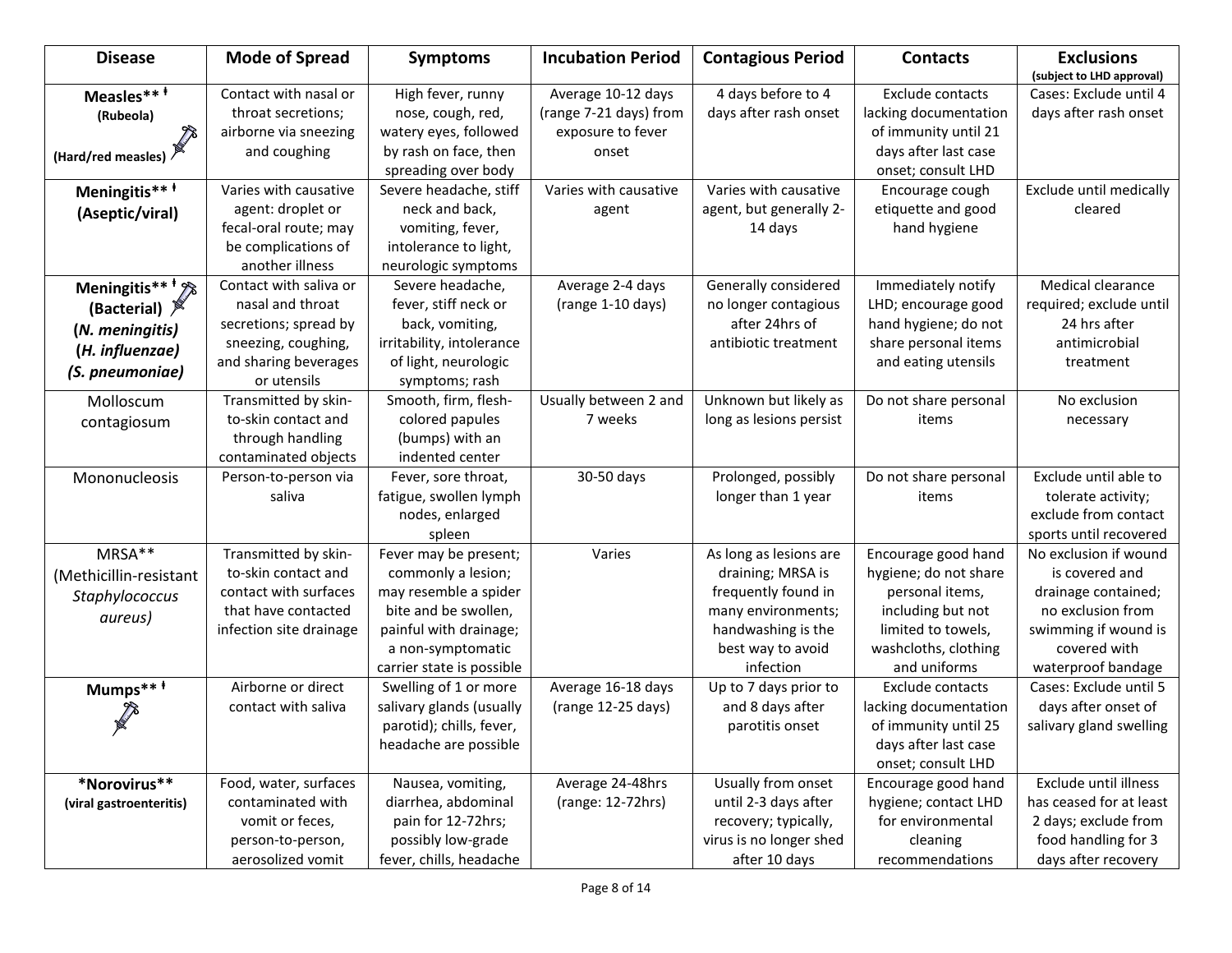| Disease | Mode of Spread | Symptoms | Incubation Period | Contagious Period | Contacts | Exclusions (subject to LHD approval) |
|---|---|---|---|---|---|---|
| **Measles**** ǂ **(Rubeola)** **(Hard/red measles)** | Contact with nasal or throat secretions; airborne via sneezing and coughing | High fever, runny nose, cough, red, watery eyes, followed by rash on face, then spreading over body | Average 10-12 days (range 7-21 days) from exposure to fever onset | 4 days before to 4 days after rash onset | Exclude contacts lacking documentation of immunity until 21 days after last case onset; consult LHD | Cases: Exclude until 4 days after rash onset |
| **Meningitis**** ǂ **(Aseptic/viral)** | Varies with causative agent: droplet or fecal-oral route; may be complications of another illness | Severe headache, stiff neck and back, vomiting, fever, intolerance to light, neurologic symptoms | Varies with causative agent | Varies with causative agent, but generally 2-14 days | Encourage cough etiquette and good hand hygiene | Exclude until medically cleared |
| **Meningitis**** ǂ **(Bacterial)** **(*N. meningitis*)** **(*H. influenzae*)** ***(S. pneumoniae)*** | Contact with saliva or nasal and throat secretions; spread by sneezing, coughing, and sharing beverages or utensils | Severe headache, fever, stiff neck or back, vomiting, irritability, intolerance of light, neurologic symptoms; rash | Average 2-4 days (range 1-10 days) | Generally considered no longer contagious after 24hrs of antibiotic treatment | Immediately notify LHD; encourage good hand hygiene; do not share personal items and eating utensils | Medical clearance required; exclude until 24 hrs after antimicrobial treatment |
| Molloscum contagiosum | Transmitted by skin-to-skin contact and through handling contaminated objects | Smooth, firm, flesh-colored papules (bumps) with an indented center | Usually between 2 and 7 weeks | Unknown but likely as long as lesions persist | Do not share personal items | No exclusion necessary |
| Mononucleosis | Person-to-person via saliva | Fever, sore throat, fatigue, swollen lymph nodes, enlarged spleen | 30-50 days | Prolonged, possibly longer than 1 year | Do not share personal items | Exclude until able to tolerate activity; exclude from contact sports until recovered |
| MRSA** (Methicillin-resistant *Staphylococcus aureus*) | Transmitted by skin-to-skin contact and contact with surfaces that have contacted infection site drainage | Fever may be present; commonly a lesion; may resemble a spider bite and be swollen, painful with drainage; a non-symptomatic carrier state is possible | Varies | As long as lesions are draining; MRSA is frequently found in many environments; handwashing is the best way to avoid infection | Encourage good hand hygiene; do not share personal items, including but not limited to towels, washcloths, clothing and uniforms | No exclusion if wound is covered and drainage contained; no exclusion from swimming if wound is covered with waterproof bandage |
| **Mumps**** ǂ | Airborne or direct contact with saliva | Swelling of 1 or more salivary glands (usually parotid); chills, fever, headache are possible | Average 16-18 days (range 12-25 days) | Up to 7 days prior to and 8 days after parotitis onset | Exclude contacts lacking documentation of immunity until 25 days after last case onset; consult LHD | Cases: Exclude until 5 days after onset of salivary gland swelling |
| ***Norovirus**** **(viral gastroenteritis)** | Food, water, surfaces contaminated with vomit or feces, person-to-person, aerosolized vomit | Nausea, vomiting, diarrhea, abdominal pain for 12-72hrs; possibly low-grade fever, chills, headache | Average 24-48hrs (range: 12-72hrs) | Usually from onset until 2-3 days after recovery; typically, virus is no longer shed after 10 days | Encourage good hand hygiene; contact LHD for environmental cleaning recommendations | Exclude until illness has ceased for at least 2 days; exclude from food handling for 3 days after recovery |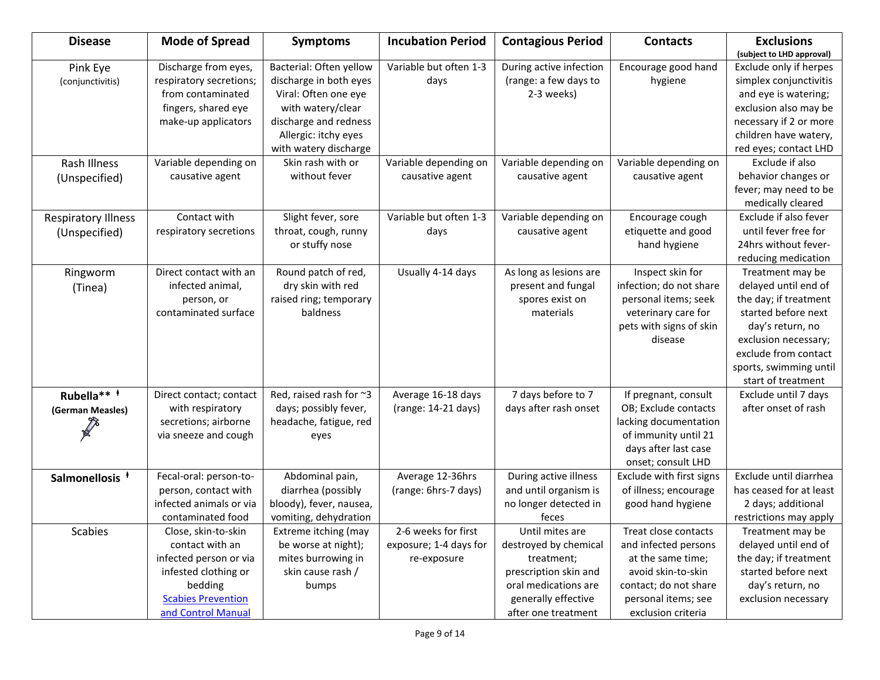| Disease | Mode of Spread | Symptoms | Incubation Period | Contagious Period | Contacts | Exclusions (subject to LHD approval) |
|---|---|---|---|---|---|---|
| Pink Eye (conjunctivitis) | Discharge from eyes, respiratory secretions; from contaminated fingers, shared eye make-up applicators | Bacterial: Often yellow discharge in both eyes Viral: Often one eye with watery/clear discharge and redness Allergic: itchy eyes with watery discharge | Variable but often 1-3 days | During active infection (range: a few days to 2-3 weeks) | Encourage good hand hygiene | Exclude only if herpes simplex conjunctivitis and eye is watering; exclusion also may be necessary if 2 or more children have watery, red eyes; contact LHD |
| Rash Illness (Unspecified) | Variable depending on causative agent | Skin rash with or without fever | Variable depending on causative agent | Variable depending on causative agent | Variable depending on causative agent | Exclude if also behavior changes or fever; may need to be medically cleared |
| Respiratory Illness (Unspecified) | Contact with respiratory secretions | Slight fever, sore throat, cough, runny or stuffy nose | Variable but often 1-3 days | Variable depending on causative agent | Encourage cough etiquette and good hand hygiene | Exclude if also fever until fever free for 24hrs without fever-reducing medication |
| Ringworm (Tinea) | Direct contact with an infected animal, person, or contaminated surface | Round patch of red, dry skin with red raised ring; temporary baldness | Usually 4-14 days | As long as lesions are present and fungal spores exist on materials | Inspect skin for infection; do not share personal items; seek veterinary care for pets with signs of skin disease | Treatment may be delayed until end of the day; if treatment started before next day's return, no exclusion necessary; exclude from contact sports, swimming until start of treatment |
| **Rubella\*\* ǂ (German Measles)** | Direct contact; contact with respiratory secretions; airborne via sneeze and cough | Red, raised rash for ~3 days; possibly fever, headache, fatigue, red eyes | Average 16-18 days (range: 14-21 days) | 7 days before to 7 days after rash onset | If pregnant, consult OB; Exclude contacts lacking documentation of immunity until 21 days after last case onset; consult LHD | Exclude until 7 days after onset of rash |
| **Salmonellosis ǂ** | Fecal-oral: person-to-person, contact with infected animals or via contaminated food | Abdominal pain, diarrhea (possibly bloody), fever, nausea, vomiting, dehydration | Average 12-36hrs (range: 6hrs-7 days) | During active illness and until organism is no longer detected in feces | Exclude with first signs of illness; encourage good hand hygiene | Exclude until diarrhea has ceased for at least 2 days; additional restrictions may apply |
| Scabies | Close, skin-to-skin contact with an infected person or via infested clothing or bedding [Scabies Prevention and Control Manual] | Extreme itching (may be worse at night); mites burrowing in skin cause rash / bumps | 2-6 weeks for first exposure; 1-4 days for re-exposure | Until mites are destroyed by chemical treatment; prescription skin and oral medications are generally effective after one treatment | Treat close contacts and infected persons at the same time; avoid skin-to-skin contact; do not share personal items; see exclusion criteria | Treatment may be delayed until end of the day; if treatment started before next day's return, no exclusion necessary |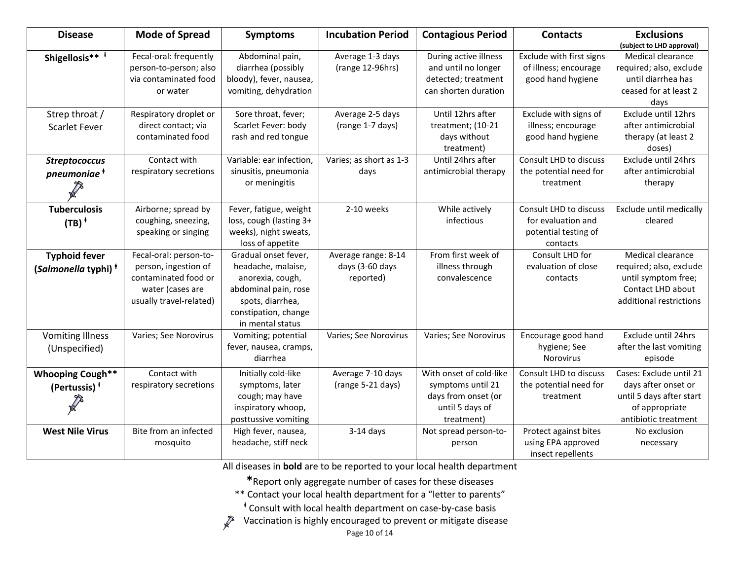| Disease | Mode of Spread | Symptoms | Incubation Period | Contagious Period | Contacts | Exclusions (subject to LHD approval) |
|---|---|---|---|---|---|---|
| **Shigellosis**** ǂ | Fecal-oral: frequently person-to-person; also via contaminated food or water | Abdominal pain, diarrhea (possibly bloody), fever, nausea, vomiting, dehydration | Average 1-3 days (range 12-96hrs) | During active illness and until no longer detected; treatment can shorten duration | Exclude with first signs of illness; encourage good hand hygiene | Medical clearance required; also, exclude until diarrhea has ceased for at least 2 days |
| Strep throat / Scarlet Fever | Respiratory droplet or direct contact; via contaminated food | Sore throat, fever; Scarlet Fever: body rash and red tongue | Average 2-5 days (range 1-7 days) | Until 12hrs after treatment; (10-21 days without treatment) | Exclude with signs of illness; encourage good hand hygiene | Exclude until 12hrs after antimicrobial therapy (at least 2 doses) |
| ***Streptococcus pneumoniae*** ǂ 💉 | Contact with respiratory secretions | Variable: ear infection, sinusitis, pneumonia or meningitis | Varies; as short as 1-3 days | Until 24hrs after antimicrobial therapy | Consult LHD to discuss the potential need for treatment | Exclude until 24hrs after antimicrobial therapy |
| **Tuberculosis (TB)** ǂ | Airborne; spread by coughing, sneezing, speaking or singing | Fever, fatigue, weight loss, cough (lasting 3+ weeks), night sweats, loss of appetite | 2-10 weeks | While actively infectious | Consult LHD to discuss for evaluation and potential testing of contacts | Exclude until medically cleared |
| **Typhoid fever (*Salmonella* typhi)** ǂ | Fecal-oral: person-to-person, ingestion of contaminated food or water (cases are usually travel-related) | Gradual onset fever, headache, malaise, anorexia, cough, abdominal pain, rose spots, diarrhea, constipation, change in mental status | Average range: 8-14 days (3-60 days reported) | From first week of illness through convalescence | Consult LHD for evaluation of close contacts | Medical clearance required; also, exclude until symptom free; Contact LHD about additional restrictions |
| Vomiting Illness (Unspecified) | Varies; See Norovirus | Vomiting; potential fever, nausea, cramps, diarrhea | Varies; See Norovirus | Varies; See Norovirus | Encourage good hand hygiene; See Norovirus | Exclude until 24hrs after the last vomiting episode |
| **Whooping Cough**** **(Pertussis)** ǂ 💉 | Contact with respiratory secretions | Initially cold-like symptoms, later cough; may have inspiratory whoop, posttussive vomiting | Average 7-10 days (range 5-21 days) | With onset of cold-like symptoms until 21 days from onset (or until 5 days of treatment) | Consult LHD to discuss the potential need for treatment | Cases: Exclude until 21 days after onset or until 5 days after start of appropriate antibiotic treatment |
| **West Nile Virus** | Bite from an infected mosquito | High fever, nausea, headache, stiff neck | 3-14 days | Not spread person-to-person | Protect against bites using EPA approved insect repellents | No exclusion necessary |

All diseases in **bold** are to be reported to your local health department

*Report only aggregate number of cases for these diseases

** Contact your local health department for a "letter to parents"

ǂ Consult with local health department on case-by-case basis

💉 Vaccination is highly encouraged to prevent or mitigate disease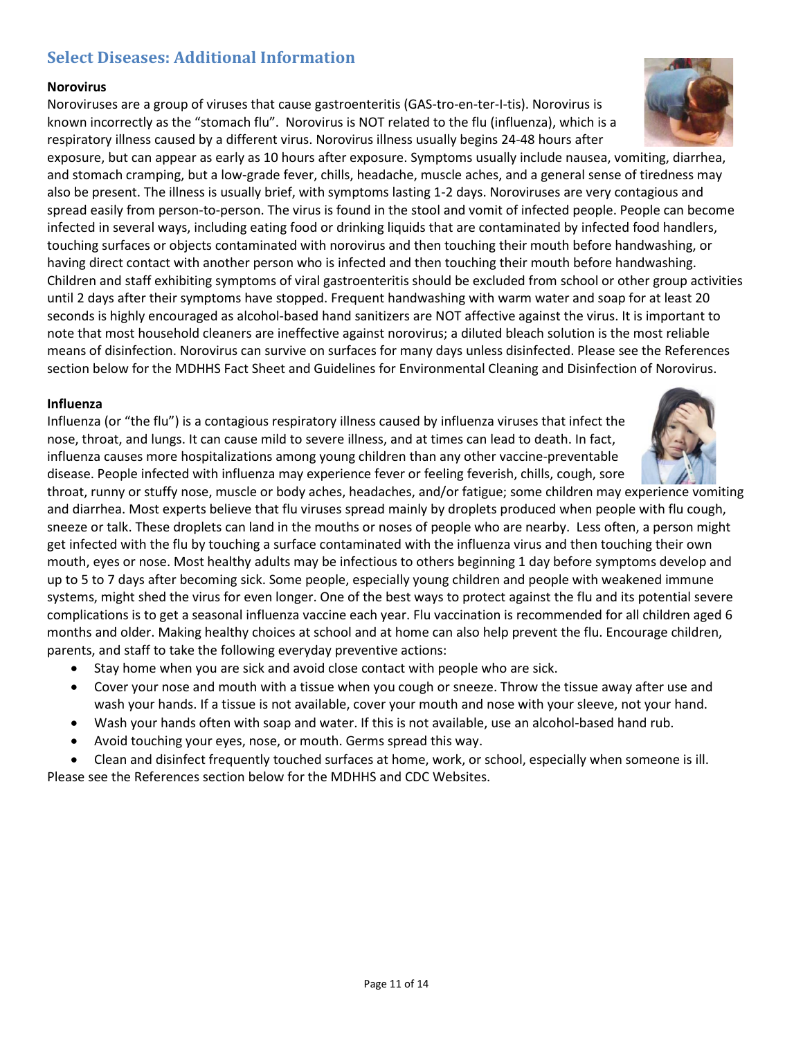## Select Diseases: Additional Information

**Norovirus**

Noroviruses are a group of viruses that cause gastroenteritis (GAS-tro-en-ter-I-tis). Norovirus is known incorrectly as the "stomach flu". Norovirus is NOT related to the flu (influenza), which is a respiratory illness caused by a different virus. Norovirus illness usually begins 24-48 hours after exposure, but can appear as early as 10 hours after exposure. Symptoms usually include nausea, vomiting, diarrhea, and stomach cramping, but a low-grade fever, chills, headache, muscle aches, and a general sense of tiredness may also be present. The illness is usually brief, with symptoms lasting 1-2 days. Noroviruses are very contagious and spread easily from person-to-person. The virus is found in the stool and vomit of infected people. People can become infected in several ways, including eating food or drinking liquids that are contaminated by infected food handlers, touching surfaces or objects contaminated with norovirus and then touching their mouth before handwashing, or having direct contact with another person who is infected and then touching their mouth before handwashing. Children and staff exhibiting symptoms of viral gastroenteritis should be excluded from school or other group activities until 2 days after their symptoms have stopped. Frequent handwashing with warm water and soap for at least 20 seconds is highly encouraged as alcohol-based hand sanitizers are NOT affective against the virus. It is important to note that most household cleaners are ineffective against norovirus; a diluted bleach solution is the most reliable means of disinfection. Norovirus can survive on surfaces for many days unless disinfected. Please see the References section below for the MDHHS Fact Sheet and Guidelines for Environmental Cleaning and Disinfection of Norovirus.

**Influenza**

Influenza (or "the flu") is a contagious respiratory illness caused by influenza viruses that infect the nose, throat, and lungs. It can cause mild to severe illness, and at times can lead to death. In fact, influenza causes more hospitalizations among young children than any other vaccine-preventable disease. People infected with influenza may experience fever or feeling feverish, chills, cough, sore throat, runny or stuffy nose, muscle or body aches, headaches, and/or fatigue; some children may experience vomiting and diarrhea. Most experts believe that flu viruses spread mainly by droplets produced when people with flu cough, sneeze or talk. These droplets can land in the mouths or noses of people who are nearby. Less often, a person might get infected with the flu by touching a surface contaminated with the influenza virus and then touching their own mouth, eyes or nose. Most healthy adults may be infectious to others beginning 1 day before symptoms develop and up to 5 to 7 days after becoming sick. Some people, especially young children and people with weakened immune systems, might shed the virus for even longer. One of the best ways to protect against the flu and its potential severe complications is to get a seasonal influenza vaccine each year. Flu vaccination is recommended for all children aged 6 months and older. Making healthy choices at school and at home can also help prevent the flu. Encourage children, parents, and staff to take the following everyday preventive actions:

- Stay home when you are sick and avoid close contact with people who are sick.
- Cover your nose and mouth with a tissue when you cough or sneeze. Throw the tissue away after use and wash your hands. If a tissue is not available, cover your mouth and nose with your sleeve, not your hand.
- Wash your hands often with soap and water. If this is not available, use an alcohol-based hand rub.
- Avoid touching your eyes, nose, or mouth. Germs spread this way.
- Clean and disinfect frequently touched surfaces at home, work, or school, especially when someone is ill.

Please see the References section below for the MDHHS and CDC Websites.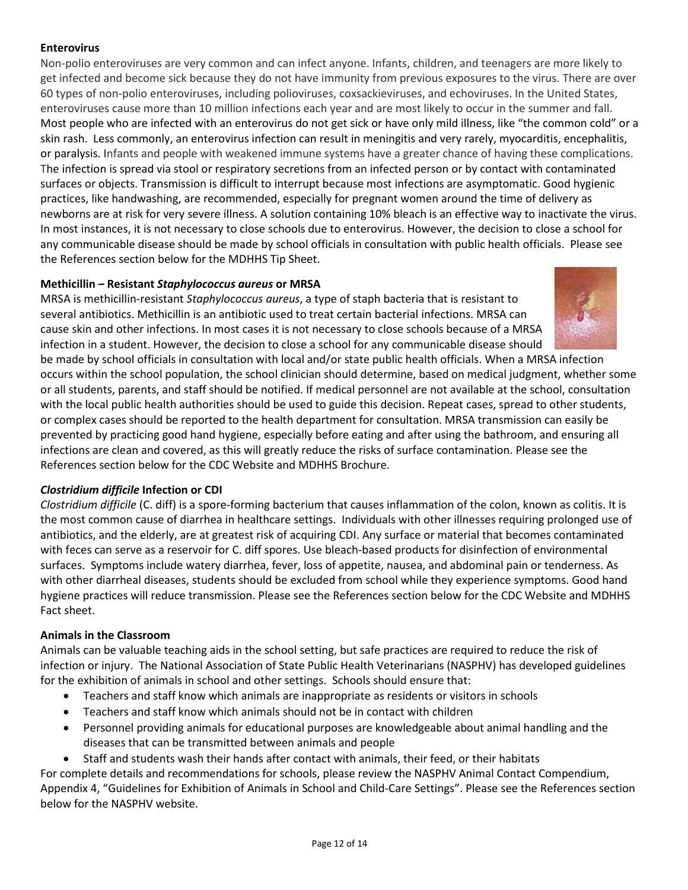**Enterovirus**

Non-polio enteroviruses are very common and can infect anyone. Infants, children, and teenagers are more likely to get infected and become sick because they do not have immunity from previous exposures to the virus. There are over 60 types of non-polio enteroviruses, including polioviruses, coxsackieviruses, and echoviruses. In the United States, enteroviruses cause more than 10 million infections each year and are most likely to occur in the summer and fall. Most people who are infected with an enterovirus do not get sick or have only mild illness, like "the common cold" or a skin rash. Less commonly, an enterovirus infection can result in meningitis and very rarely, myocarditis, encephalitis, or paralysis. Infants and people with weakened immune systems have a greater chance of having these complications. The infection is spread via stool or respiratory secretions from an infected person or by contact with contaminated surfaces or objects. Transmission is difficult to interrupt because most infections are asymptomatic. Good hygienic practices, like handwashing, are recommended, especially for pregnant women around the time of delivery as newborns are at risk for very severe illness. A solution containing 10% bleach is an effective way to inactivate the virus. In most instances, it is not necessary to close schools due to enterovirus. However, the decision to close a school for any communicable disease should be made by school officials in consultation with public health officials. Please see the References section below for the MDHHS Tip Sheet.

**Methicillin – Resistant *Staphylococcus aureus* or MRSA**

MRSA is methicillin-resistant *Staphylococcus aureus*, a type of staph bacteria that is resistant to several antibiotics. Methicillin is an antibiotic used to treat certain bacterial infections. MRSA can cause skin and other infections. In most cases it is not necessary to close schools because of a MRSA infection in a student. However, the decision to close a school for any communicable disease should be made by school officials in consultation with local and/or state public health officials. When a MRSA infection occurs within the school population, the school clinician should determine, based on medical judgment, whether some or all students, parents, and staff should be notified. If medical personnel are not available at the school, consultation with the local public health authorities should be used to guide this decision. Repeat cases, spread to other students, or complex cases should be reported to the health department for consultation. MRSA transmission can easily be prevented by practicing good hand hygiene, especially before eating and after using the bathroom, and ensuring all infections are clean and covered, as this will greatly reduce the risks of surface contamination. Please see the References section below for the CDC Website and MDHHS Brochure.

***Clostridium difficile* Infection or CDI**

*Clostridium difficile* (C. diff) is a spore-forming bacterium that causes inflammation of the colon, known as colitis. It is the most common cause of diarrhea in healthcare settings. Individuals with other illnesses requiring prolonged use of antibiotics, and the elderly, are at greatest risk of acquiring CDI. Any surface or material that becomes contaminated with feces can serve as a reservoir for C. diff spores. Use bleach-based products for disinfection of environmental surfaces. Symptoms include watery diarrhea, fever, loss of appetite, nausea, and abdominal pain or tenderness. As with other diarrheal diseases, students should be excluded from school while they experience symptoms. Good hand hygiene practices will reduce transmission. Please see the References section below for the CDC Website and MDHHS Fact sheet.

**Animals in the Classroom**

Animals can be valuable teaching aids in the school setting, but safe practices are required to reduce the risk of infection or injury. The National Association of State Public Health Veterinarians (NASPHV) has developed guidelines for the exhibition of animals in school and other settings. Schools should ensure that:

- Teachers and staff know which animals are inappropriate as residents or visitors in schools
- Teachers and staff know which animals should not be in contact with children
- Personnel providing animals for educational purposes are knowledgeable about animal handling and the diseases that can be transmitted between animals and people
- Staff and students wash their hands after contact with animals, their feed, or their habitats

For complete details and recommendations for schools, please review the NASPHV Animal Contact Compendium, Appendix 4, "Guidelines for Exhibition of Animals in School and Child-Care Settings". Please see the References section below for the NASPHV website.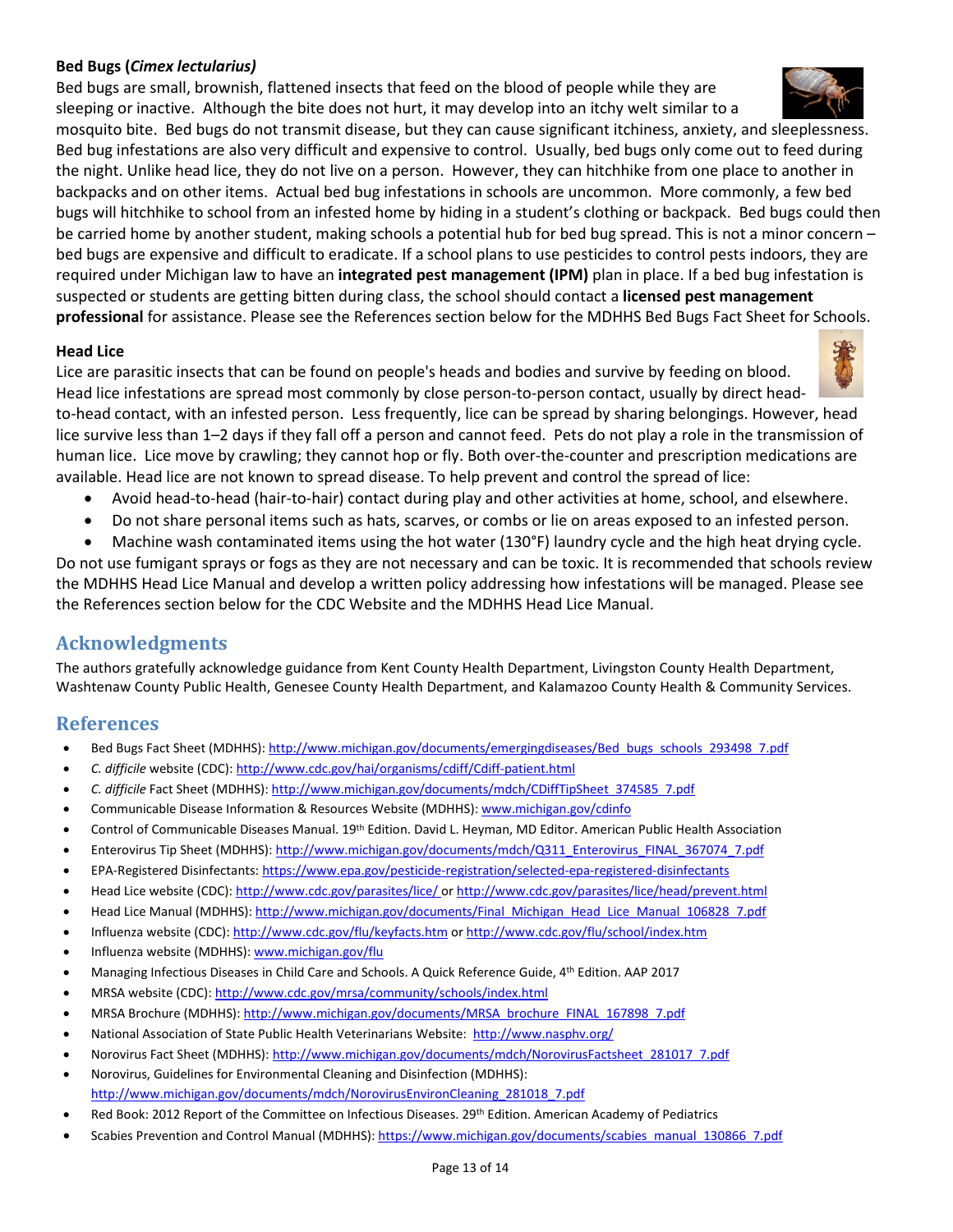**Bed Bugs (*Cimex lectularius)***

Bed bugs are small, brownish, flattened insects that feed on the blood of people while they are sleeping or inactive. Although the bite does not hurt, it may develop into an itchy welt similar to a mosquito bite. Bed bugs do not transmit disease, but they can cause significant itchiness, anxiety, and sleeplessness. Bed bug infestations are also very difficult and expensive to control. Usually, bed bugs only come out to feed during the night. Unlike head lice, they do not live on a person. However, they can hitchhike from one place to another in backpacks and on other items. Actual bed bug infestations in schools are uncommon. More commonly, a few bed bugs will hitchhike to school from an infested home by hiding in a student's clothing or backpack. Bed bugs could then be carried home by another student, making schools a potential hub for bed bug spread. This is not a minor concern – bed bugs are expensive and difficult to eradicate. If a school plans to use pesticides to control pests indoors, they are required under Michigan law to have an **integrated pest management (IPM)** plan in place. If a bed bug infestation is suspected or students are getting bitten during class, the school should contact a **licensed pest management professional** for assistance. Please see the References section below for the MDHHS Bed Bugs Fact Sheet for Schools.

**Head Lice**

Lice are parasitic insects that can be found on people's heads and bodies and survive by feeding on blood. Head lice infestations are spread most commonly by close person-to-person contact, usually by direct head-to-head contact, with an infested person. Less frequently, lice can be spread by sharing belongings. However, head lice survive less than 1–2 days if they fall off a person and cannot feed. Pets do not play a role in the transmission of human lice. Lice move by crawling; they cannot hop or fly. Both over-the-counter and prescription medications are available. Head lice are not known to spread disease. To help prevent and control the spread of lice:

- Avoid head-to-head (hair-to-hair) contact during play and other activities at home, school, and elsewhere.
- Do not share personal items such as hats, scarves, or combs or lie on areas exposed to an infested person.
- Machine wash contaminated items using the hot water (130°F) laundry cycle and the high heat drying cycle.

Do not use fumigant sprays or fogs as they are not necessary and can be toxic. It is recommended that schools review the MDHHS Head Lice Manual and develop a written policy addressing how infestations will be managed. Please see the References section below for the CDC Website and the MDHHS Head Lice Manual.

## Acknowledgments

The authors gratefully acknowledge guidance from Kent County Health Department, Livingston County Health Department, Washtenaw County Public Health, Genesee County Health Department, and Kalamazoo County Health & Community Services.

## References

- Bed Bugs Fact Sheet (MDHHS): http://www.michigan.gov/documents/emergingdiseases/Bed_bugs_schools_293498_7.pdf
- *C. difficile* website (CDC): http://www.cdc.gov/hai/organisms/cdiff/Cdiff-patient.html
- *C. difficile* Fact Sheet (MDHHS): http://www.michigan.gov/documents/mdch/CDiffTipSheet_374585_7.pdf
- Communicable Disease Information & Resources Website (MDHHS): www.michigan.gov/cdinfo
- Control of Communicable Diseases Manual. 19th Edition. David L. Heyman, MD Editor. American Public Health Association
- Enterovirus Tip Sheet (MDHHS): http://www.michigan.gov/documents/mdch/Q311_Enterovirus_FINAL_367074_7.pdf
- EPA-Registered Disinfectants: https://www.epa.gov/pesticide-registration/selected-epa-registered-disinfectants
- Head Lice website (CDC): http://www.cdc.gov/parasites/lice/ or http://www.cdc.gov/parasites/lice/head/prevent.html
- Head Lice Manual (MDHHS): http://www.michigan.gov/documents/Final_Michigan_Head_Lice_Manual_106828_7.pdf
- Influenza website (CDC): http://www.cdc.gov/flu/keyfacts.htm or http://www.cdc.gov/flu/school/index.htm
- Influenza website (MDHHS): www.michigan.gov/flu
- Managing Infectious Diseases in Child Care and Schools. A Quick Reference Guide, 4th Edition. AAP 2017
- MRSA website (CDC): http://www.cdc.gov/mrsa/community/schools/index.html
- MRSA Brochure (MDHHS): http://www.michigan.gov/documents/MRSA_brochure_FINAL_167898_7.pdf
- National Association of State Public Health Veterinarians Website: http://www.nasphv.org/
- Norovirus Fact Sheet (MDHHS): http://www.michigan.gov/documents/mdch/NorovirusFactsheet_281017_7.pdf
- Norovirus, Guidelines for Environmental Cleaning and Disinfection (MDHHS): http://www.michigan.gov/documents/mdch/NorovirusEnvironCleaning_281018_7.pdf
- Red Book: 2012 Report of the Committee on Infectious Diseases. 29th Edition. American Academy of Pediatrics
- Scabies Prevention and Control Manual (MDHHS): https://www.michigan.gov/documents/scabies_manual_130866_7.pdf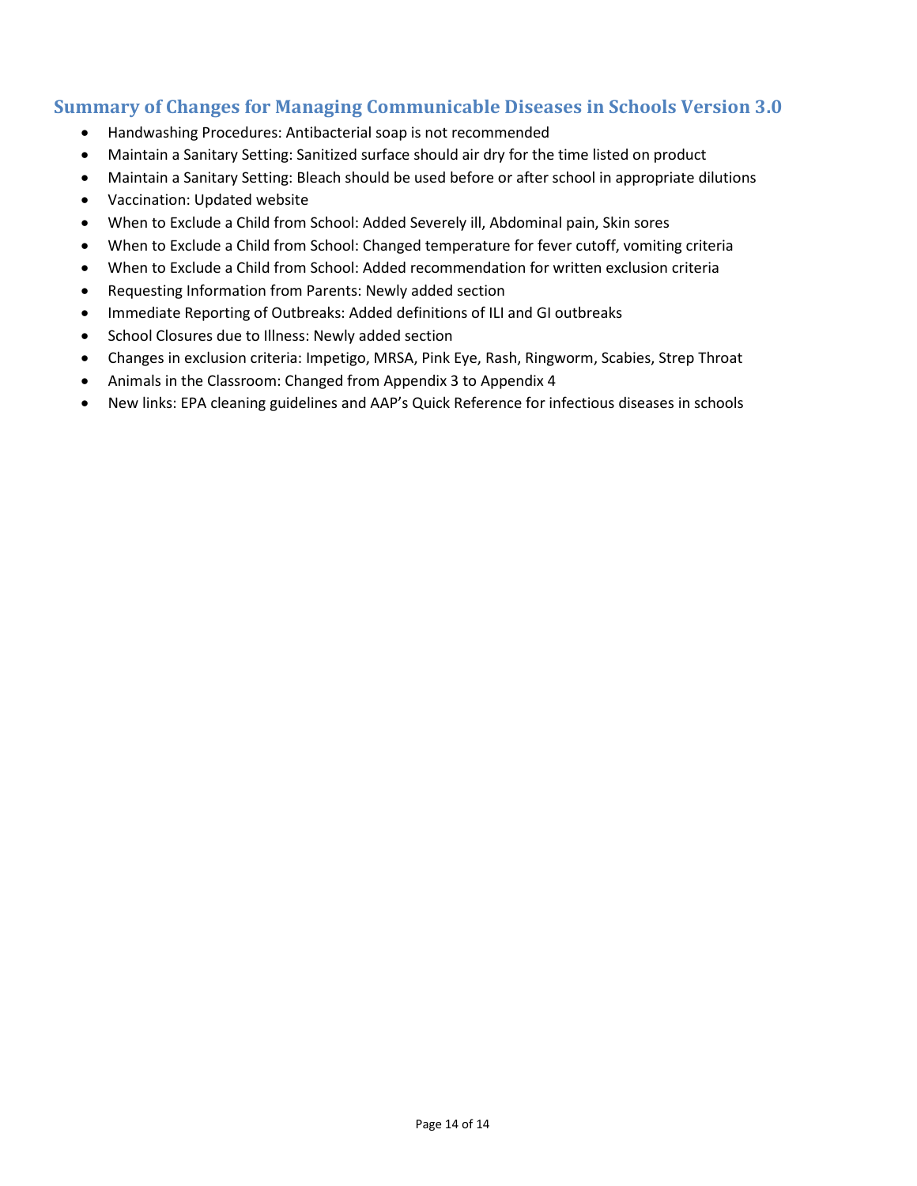## Summary of Changes for Managing Communicable Diseases in Schools Version 3.0

- Handwashing Procedures: Antibacterial soap is not recommended
- Maintain a Sanitary Setting: Sanitized surface should air dry for the time listed on product
- Maintain a Sanitary Setting: Bleach should be used before or after school in appropriate dilutions
- Vaccination: Updated website
- When to Exclude a Child from School: Added Severely ill, Abdominal pain, Skin sores
- When to Exclude a Child from School: Changed temperature for fever cutoff, vomiting criteria
- When to Exclude a Child from School: Added recommendation for written exclusion criteria
- Requesting Information from Parents: Newly added section
- Immediate Reporting of Outbreaks: Added definitions of ILI and GI outbreaks
- School Closures due to Illness: Newly added section
- Changes in exclusion criteria: Impetigo, MRSA, Pink Eye, Rash, Ringworm, Scabies, Strep Throat
- Animals in the Classroom: Changed from Appendix 3 to Appendix 4
- New links: EPA cleaning guidelines and AAP's Quick Reference for infectious diseases in schools